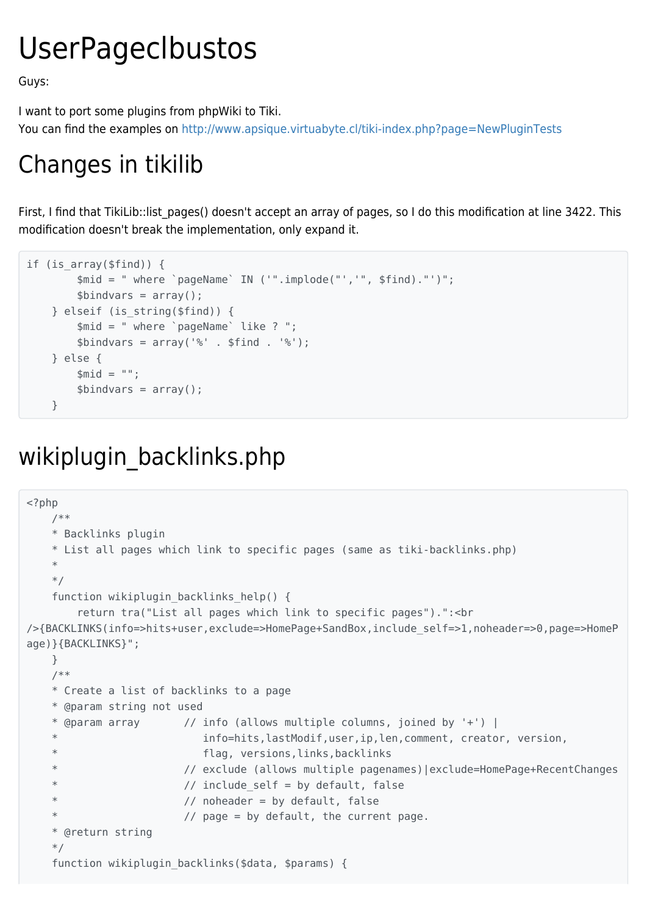# UserPageclbustos

Guys:

I want to port some plugins from phpWiki to Tiki.
You can find the examples on http://www.apsique.virtuabyte.cl/tiki-index.php?page=NewPluginTests

# Changes in tikilib

First, I find that TikiLib::list_pages() doesn't accept an array of pages, so I do this modification at line 3422. This modification doesn't break the implementation, only expand it.

```
if (is_array($find)) {
        $mid = " where `pageName` IN ('".implode("','", $find)."')";
        $bindvars = array();
    } elseif (is_string($find)) {
        $mid = " where `pageName` like ? ";
        $bindvars = array('%' . $find . '%');
    } else {
        $mid = "";
        $bindvars = array();
    }
```

# wikiplugin_backlinks.php

```
<?php
    /**
    * Backlinks plugin
    * List all pages which link to specific pages (same as tiki-backlinks.php)
    *
    */
    function wikiplugin_backlinks_help() {
        return tra("List all pages which link to specific pages").":<br
/>{BACKLINKS(info=>hits+user,exclude=>HomePage+SandBox,include_self=>1,noheader=>0,page=>HomeP
age)}{BACKLINKS}";
    }
    /**
    * Create a list of backlinks to a page
    * @param string not used
    * @param array       // info (allows multiple columns, joined by '+') |
    *                       info=hits,lastModif,user,ip,len,comment, creator, version,
    *                       flag, versions,links,backlinks
    *                    // exclude (allows multiple pagenames)|exclude=HomePage+RecentChanges
    *                    // include_self = by default, false
    *                    // noheader = by default, false
    *                    // page = by default, the current page.
    * @return string
    */
    function wikiplugin_backlinks($data, $params) {
```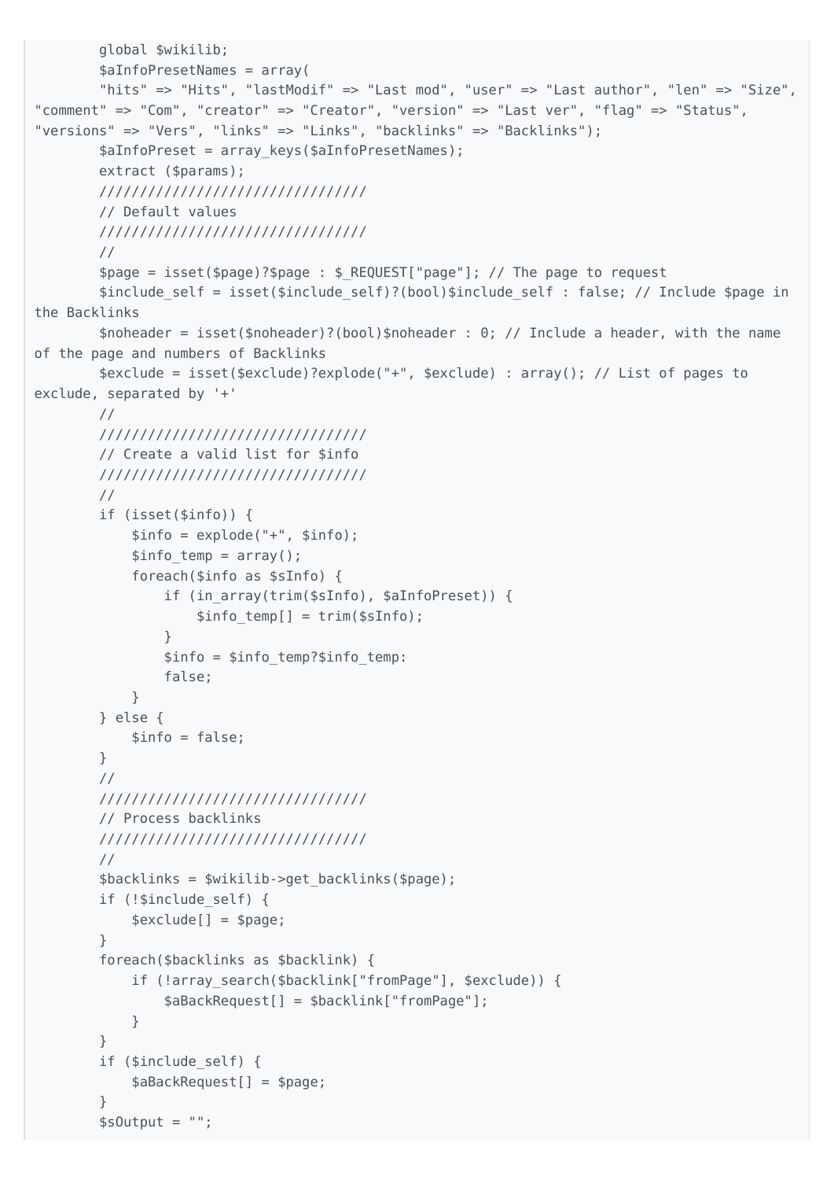```
        global $wikilib;
        $aInfoPresetNames = array(
        "hits" => "Hits", "lastModif" => "Last mod", "user" => "Last author", "len" => "Size",
"comment" => "Com", "creator" => "Creator", "version" => "Last ver", "flag" => "Status",
"versions" => "Vers", "links" => "Links", "backlinks" => "Backlinks");
        $aInfoPreset = array_keys($aInfoPresetNames);
        extract ($params);
        /////////////////////////////////
        // Default values
        /////////////////////////////////
        //
        $page = isset($page)?$page : $_REQUEST["page"]; // The page to request
        $include_self = isset($include_self)?(bool)$include_self : false; // Include $page in
the Backlinks
        $noheader = isset($noheader)?(bool)$noheader : 0; // Include a header, with the name
of the page and numbers of Backlinks
        $exclude = isset($exclude)?explode("+", $exclude) : array(); // List of pages to
exclude, separated by '+'
        //
        /////////////////////////////////
        // Create a valid list for $info
        /////////////////////////////////
        //
        if (isset($info)) {
            $info = explode("+", $info);
            $info_temp = array();
            foreach($info as $sInfo) {
                if (in_array(trim($sInfo), $aInfoPreset)) {
                    $info_temp[] = trim($sInfo);
                }
                $info = $info_temp?$info_temp:
                false;
            }
        } else {
            $info = false;
        }
        //
        /////////////////////////////////
        // Process backlinks
        /////////////////////////////////
        //
        $backlinks = $wikilib->get_backlinks($page);
        if (!$include_self) {
            $exclude[] = $page;
        }
        foreach($backlinks as $backlink) {
            if (!array_search($backlink["fromPage"], $exclude)) {
                $aBackRequest[] = $backlink["fromPage"];
            }
        }
        if ($include_self) {
            $aBackRequest[] = $page;
        }
        $sOutput = "";
```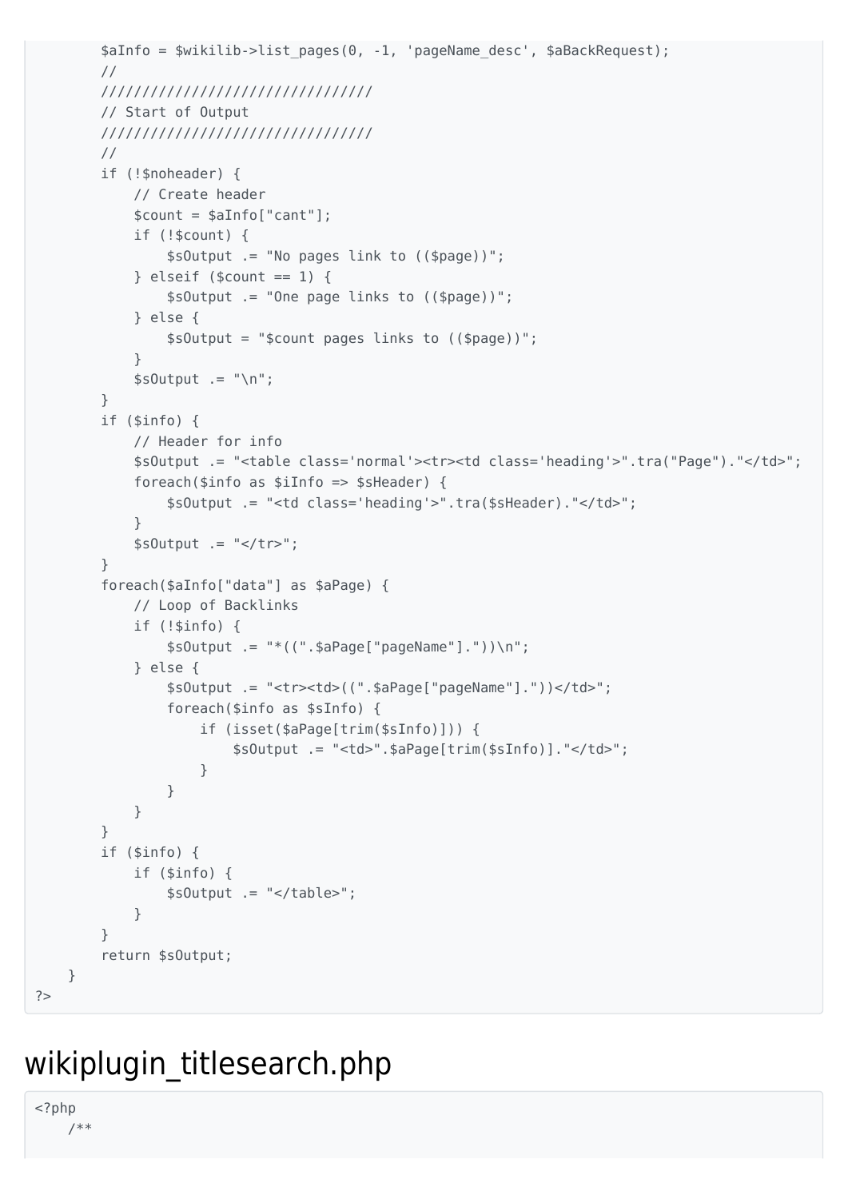```
        $aInfo = $wikilib->list_pages(0, -1, 'pageName_desc', $aBackRequest);
        //
        /////////////////////////////////
        // Start of Output
        /////////////////////////////////
        //
        if (!$noheader) {
            // Create header
            $count = $aInfo["cant"];
            if (!$count) {
                $sOutput .= "No pages link to (($page))";
            } elseif ($count == 1) {
                $sOutput .= "One page links to (($page))";
            } else {
                $sOutput = "$count pages links to (($page))";
            }
            $sOutput .= "\n";
        }
        if ($info) {
            // Header for info
            $sOutput .= "<table class='normal'><tr><td class='heading'>".tra("Page")."</td>";
            foreach($info as $iInfo => $sHeader) {
                $sOutput .= "<td class='heading'>".tra($sHeader)."</td>";
            }
            $sOutput .= "</tr>";
        }
        foreach($aInfo["data"] as $aPage) {
            // Loop of Backlinks
            if (!$info) {
                $sOutput .= "*((".$aPage["pageName"]."))\n";
            } else {
                $sOutput .= "<tr><td>((".$aPage["pageName"]."))</td>";
                foreach($info as $sInfo) {
                    if (isset($aPage[trim($sInfo)])) {
                        $sOutput .= "<td>".$aPage[trim($sInfo)]."</td>";
                    }
                }
            }
        }
        if ($info) {
            if ($info) {
                $sOutput .= "</table>";
            }
        }
        return $sOutput;
    }
?>
```

## wikiplugin_titlesearch.php

```
<?php
    /**
```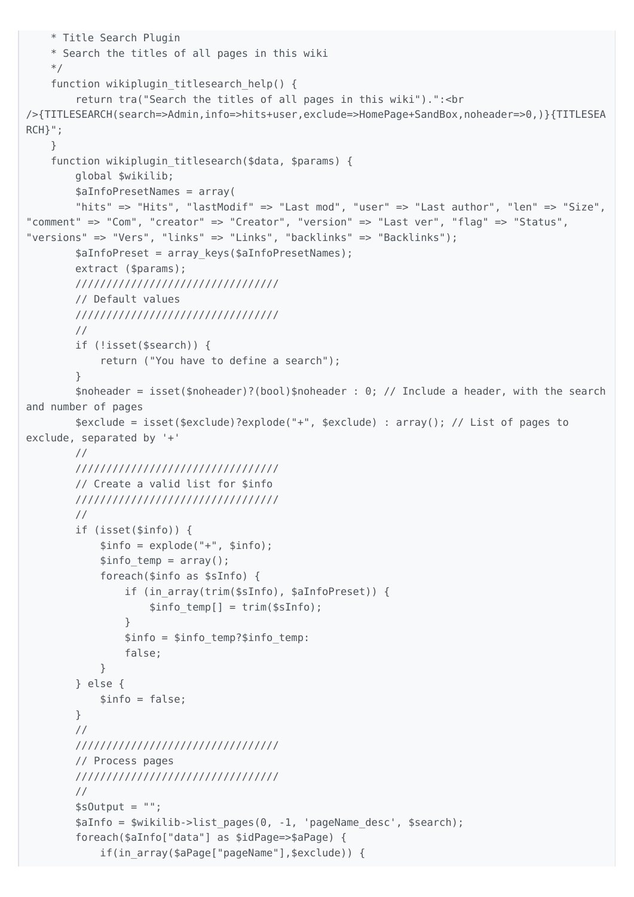```
    * Title Search Plugin
    * Search the titles of all pages in this wiki
    */
    function wikiplugin_titlesearch_help() {
        return tra("Search the titles of all pages in this wiki").":<br
/>{TITLESEARCH(search=>Admin,info=>hits+user,exclude=>HomePage+SandBox,noheader=>0,)}{TITLESEA
RCH}";
    }
    function wikiplugin_titlesearch($data, $params) {
        global $wikilib;
        $aInfoPresetNames = array(
        "hits" => "Hits", "lastModif" => "Last mod", "user" => "Last author", "len" => "Size",
"comment" => "Com", "creator" => "Creator", "version" => "Last ver", "flag" => "Status",
"versions" => "Vers", "links" => "Links", "backlinks" => "Backlinks");
        $aInfoPreset = array_keys($aInfoPresetNames);
        extract ($params);
        /////////////////////////////////
        // Default values
        /////////////////////////////////
        //
        if (!isset($search)) {
            return ("You have to define a search");
        }
        $noheader = isset($noheader)?(bool)$noheader : 0; // Include a header, with the search
and number of pages
        $exclude = isset($exclude)?explode("+", $exclude) : array(); // List of pages to
exclude, separated by '+'
        //
        /////////////////////////////////
        // Create a valid list for $info
        /////////////////////////////////
        //
        if (isset($info)) {
            $info = explode("+", $info);
            $info_temp = array();
            foreach($info as $sInfo) {
                if (in_array(trim($sInfo), $aInfoPreset)) {
                    $info_temp[] = trim($sInfo);
                }
                $info = $info_temp?$info_temp:
                false;
            }
        } else {
            $info = false;
        }
        //
        /////////////////////////////////
        // Process pages
        /////////////////////////////////
        //
        $sOutput = "";
        $aInfo = $wikilib->list_pages(0, -1, 'pageName_desc', $search);
        foreach($aInfo["data"] as $idPage=>$aPage) {
            if(in_array($aPage["pageName"],$exclude)) {
```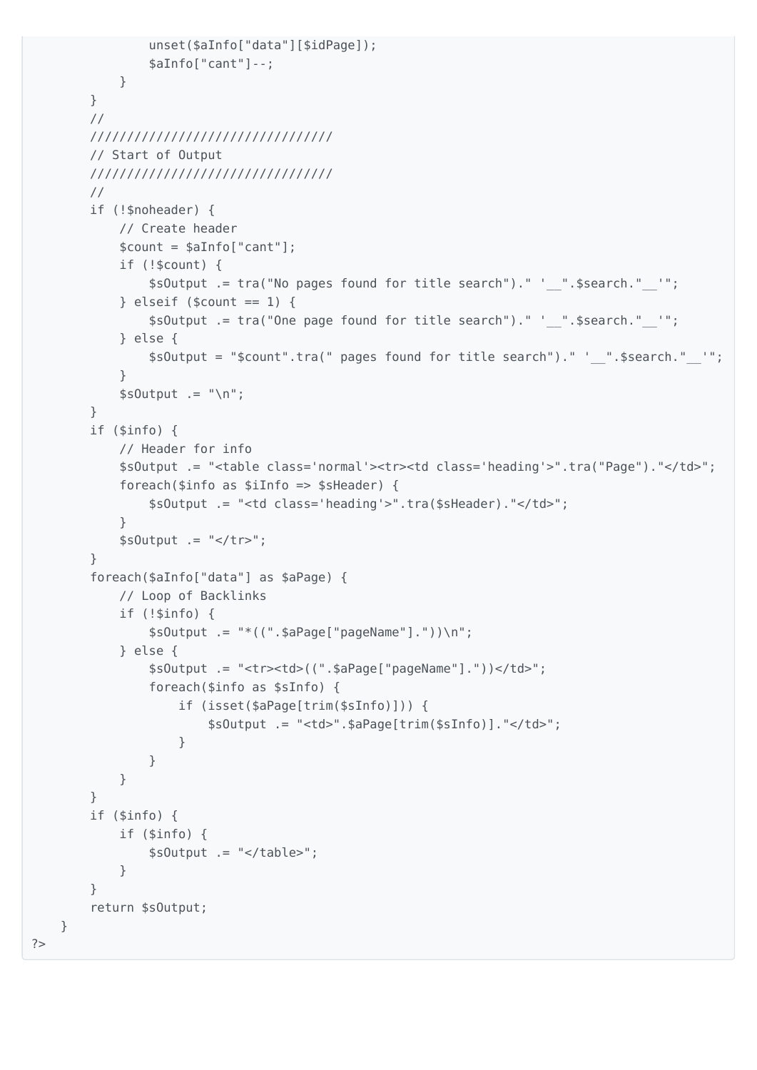```
            unset($aInfo["data"][$idPage]);
            $aInfo["cant"]--;
        }
    }
    //
    ////////////////////////////////
    // Start of Output
    ////////////////////////////////
    //
    if (!$noheader) {
        // Create header
        $count = $aInfo["cant"];
        if (!$count) {
            $sOutput .= tra("No pages found for title search")." '__".$search."__'";
        } elseif ($count == 1) {
            $sOutput .= tra("One page found for title search")." '__".$search."__'";
        } else {
            $sOutput = "$count".tra(" pages found for title search")." '__".$search."__'";
        }
        $sOutput .= "\n";
    }
    if ($info) {
        // Header for info
        $sOutput .= "<table class='normal'><tr><td class='heading'>".tra("Page")."</td>";
        foreach($info as $iInfo => $sHeader) {
            $sOutput .= "<td class='heading'>".tra($sHeader)."</td>";
        }
        $sOutput .= "</tr>";
    }
    foreach($aInfo["data"] as $aPage) {
        // Loop of Backlinks
        if (!$info) {
            $sOutput .= "*((".$aPage["pageName"]."))\n";
        } else {
            $sOutput .= "<tr><td>((".$aPage["pageName"]."))</td>";
            foreach($info as $sInfo) {
                if (isset($aPage[trim($sInfo)])) {
                    $sOutput .= "<td>".$aPage[trim($sInfo)]."</td>";
                }
            }
        }
    }
    if ($info) {
        if ($info) {
            $sOutput .= "</table>";
        }
    }
    return $sOutput;
  }
?>
```